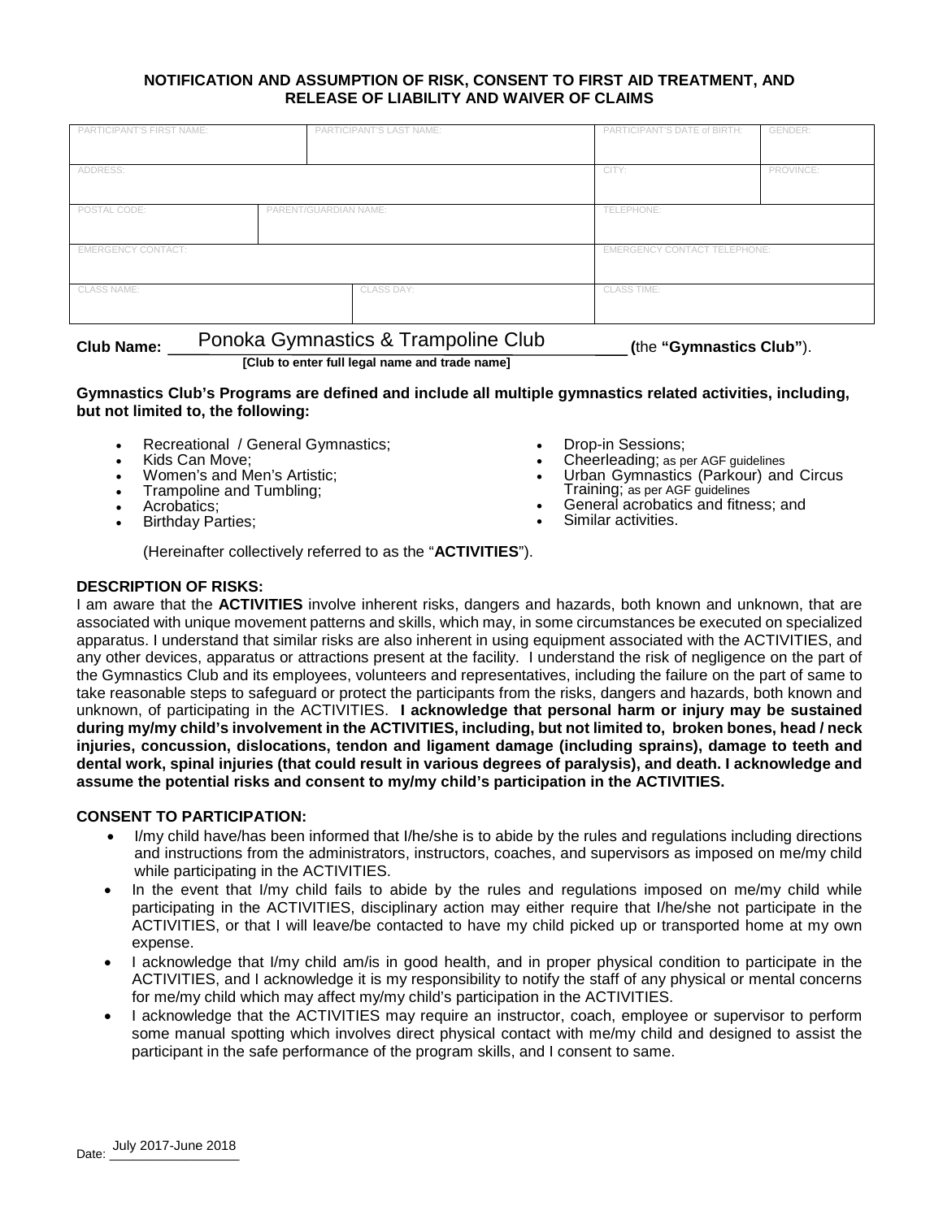## NOTIFICATION AND ASSUMPTION OF RISK, CONSENT TO FIRST AID TREATMENT, AND RELEASE OF LIABILITY AND WAIVER OF CLAIMS

| PARTICIPANT'S FIRST NAME: | PARTICIPANT'S LAST NAME: | PARTICIPANT'S DATE of BIRTH: | GENDER: |
|---|---|---|---|
| ADDRESS: | | CITY: | PROVINCE: |
| POSTAL CODE: | PARENT/GUARDIAN NAME: | TELEPHONE: | |
| EMERGENCY CONTACT: | | EMERGENCY CONTACT TELEPHONE: | |
| CLASS NAME: | CLASS DAY: | CLASS TIME: | |

**Club Name:** Ponoka Gymnastics & Trampoline Club **(**the **"Gymnastics Club"**).
**[Club to enter full legal name and trade name]**

**Gymnastics Club's Programs are defined and include all multiple gymnastics related activities, including, but not limited to, the following:**

- Recreational / General Gymnastics;
- Kids Can Move;
- Women's and Men's Artistic;
- Trampoline and Tumbling;
- Acrobatics;
- Birthday Parties;
- Drop-in Sessions;
- Cheerleading; as per AGF guidelines
- Urban Gymnastics (Parkour) and Circus Training; as per AGF guidelines
- General acrobatics and fitness; and
- Similar activities.

(Hereinafter collectively referred to as the "**ACTIVITIES**").

**DESCRIPTION OF RISKS:**

I am aware that the **ACTIVITIES** involve inherent risks, dangers and hazards, both known and unknown, that are associated with unique movement patterns and skills, which may, in some circumstances be executed on specialized apparatus. I understand that similar risks are also inherent in using equipment associated with the ACTIVITIES, and any other devices, apparatus or attractions present at the facility. I understand the risk of negligence on the part of the Gymnastics Club and its employees, volunteers and representatives, including the failure on the part of same to take reasonable steps to safeguard or protect the participants from the risks, dangers and hazards, both known and unknown, of participating in the ACTIVITIES. **I acknowledge that personal harm or injury may be sustained during my/my child's involvement in the ACTIVITIES, including, but not limited to, broken bones, head / neck injuries, concussion, dislocations, tendon and ligament damage (including sprains), damage to teeth and dental work, spinal injuries (that could result in various degrees of paralysis), and death. I acknowledge and assume the potential risks and consent to my/my child's participation in the ACTIVITIES.**

**CONSENT TO PARTICIPATION:**

- I/my child have/has been informed that I/he/she is to abide by the rules and regulations including directions and instructions from the administrators, instructors, coaches, and supervisors as imposed on me/my child while participating in the ACTIVITIES.
- In the event that I/my child fails to abide by the rules and regulations imposed on me/my child while participating in the ACTIVITIES, disciplinary action may either require that I/he/she not participate in the ACTIVITIES, or that I will leave/be contacted to have my child picked up or transported home at my own expense.
- I acknowledge that I/my child am/is in good health, and in proper physical condition to participate in the ACTIVITIES, and I acknowledge it is my responsibility to notify the staff of any physical or mental concerns for me/my child which may affect my/my child's participation in the ACTIVITIES.
- I acknowledge that the ACTIVITIES may require an instructor, coach, employee or supervisor to perform some manual spotting which involves direct physical contact with me/my child and designed to assist the participant in the safe performance of the program skills, and I consent to same.

Date: July 2017-June 2018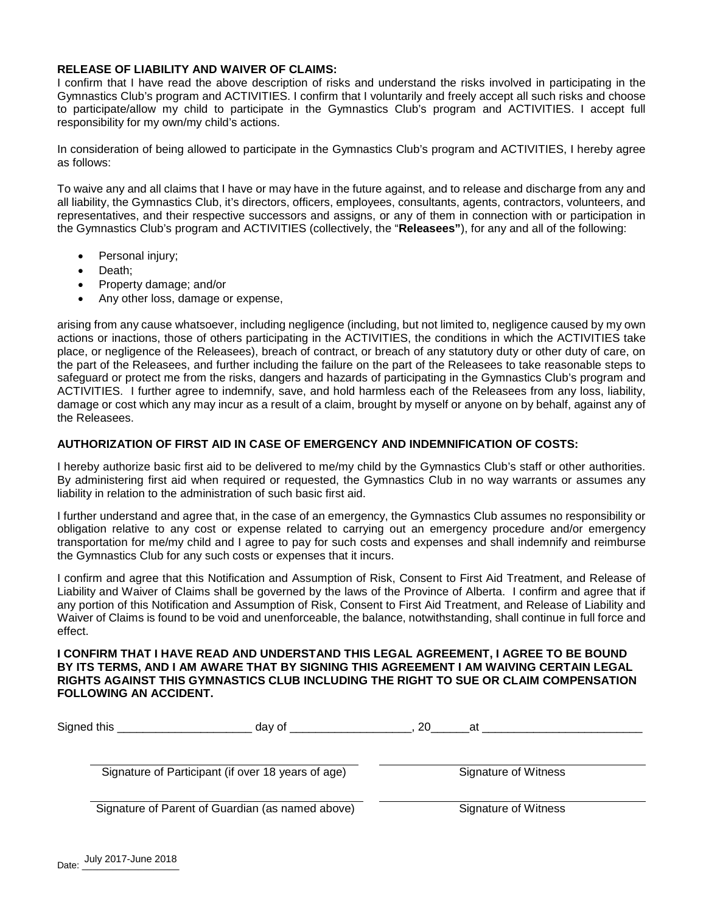**RELEASE OF LIABILITY AND WAIVER OF CLAIMS:**

I confirm that I have read the above description of risks and understand the risks involved in participating in the Gymnastics Club's program and ACTIVITIES. I confirm that I voluntarily and freely accept all such risks and choose to participate/allow my child to participate in the Gymnastics Club's program and ACTIVITIES. I accept full responsibility for my own/my child's actions.

In consideration of being allowed to participate in the Gymnastics Club's program and ACTIVITIES, I hereby agree as follows:

To waive any and all claims that I have or may have in the future against, and to release and discharge from any and all liability, the Gymnastics Club, it's directors, officers, employees, consultants, agents, contractors, volunteers, and representatives, and their respective successors and assigns, or any of them in connection with or participation in the Gymnastics Club's program and ACTIVITIES (collectively, the "**Releasees"**), for any and all of the following:

- Personal injury;
- Death;
- Property damage; and/or
- Any other loss, damage or expense,

arising from any cause whatsoever, including negligence (including, but not limited to, negligence caused by my own actions or inactions, those of others participating in the ACTIVITIES, the conditions in which the ACTIVITIES take place, or negligence of the Releasees), breach of contract, or breach of any statutory duty or other duty of care, on the part of the Releasees, and further including the failure on the part of the Releasees to take reasonable steps to safeguard or protect me from the risks, dangers and hazards of participating in the Gymnastics Club's program and ACTIVITIES. I further agree to indemnify, save, and hold harmless each of the Releasees from any loss, liability, damage or cost which any may incur as a result of a claim, brought by myself or anyone on by behalf, against any of the Releasees.

**AUTHORIZATION OF FIRST AID IN CASE OF EMERGENCY AND INDEMNIFICATION OF COSTS:**

I hereby authorize basic first aid to be delivered to me/my child by the Gymnastics Club's staff or other authorities. By administering first aid when required or requested, the Gymnastics Club in no way warrants or assumes any liability in relation to the administration of such basic first aid.

I further understand and agree that, in the case of an emergency, the Gymnastics Club assumes no responsibility or obligation relative to any cost or expense related to carrying out an emergency procedure and/or emergency transportation for me/my child and I agree to pay for such costs and expenses and shall indemnify and reimburse the Gymnastics Club for any such costs or expenses that it incurs.

I confirm and agree that this Notification and Assumption of Risk, Consent to First Aid Treatment, and Release of Liability and Waiver of Claims shall be governed by the laws of the Province of Alberta. I confirm and agree that if any portion of this Notification and Assumption of Risk, Consent to First Aid Treatment, and Release of Liability and Waiver of Claims is found to be void and unenforceable, the balance, notwithstanding, shall continue in full force and effect.

**I CONFIRM THAT I HAVE READ AND UNDERSTAND THIS LEGAL AGREEMENT, I AGREE TO BE BOUND BY ITS TERMS, AND I AM AWARE THAT BY SIGNING THIS AGREEMENT I AM WAIVING CERTAIN LEGAL RIGHTS AGAINST THIS GYMNASTICS CLUB INCLUDING THE RIGHT TO SUE OR CLAIM COMPENSATION FOLLOWING AN ACCIDENT.**

Signed this ____________________ day of __________________, 20______at ________________________

| | |
|---|---|
| ________________________________ | ________________________________ |
| Signature of Participant (if over 18 years of age) | Signature of Witness |
| ________________________________ | ________________________________ |
| Signature of Parent of Guardian (as named above) | Signature of Witness |

Date: July 2017-June 2018